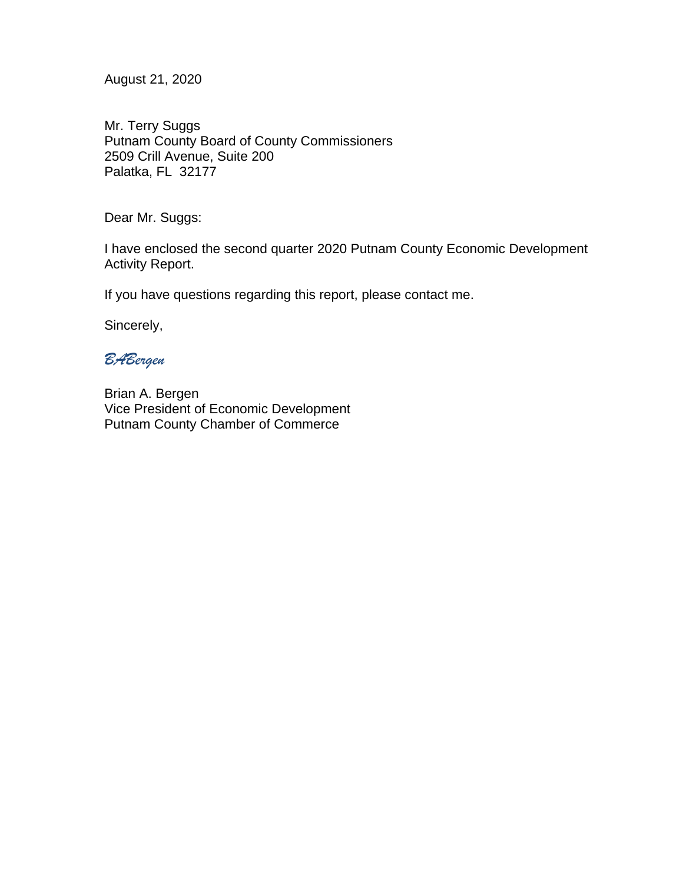August 21, 2020

Mr. Terry Suggs
Putnam County Board of County Commissioners
2509 Crill Avenue, Suite 200
Palatka, FL 32177

Dear Mr. Suggs:

I have enclosed the second quarter 2020 Putnam County Economic Development Activity Report.

If you have questions regarding this report, please contact me.

Sincerely,

*BABergen*

Brian A. Bergen
Vice President of Economic Development
Putnam County Chamber of Commerce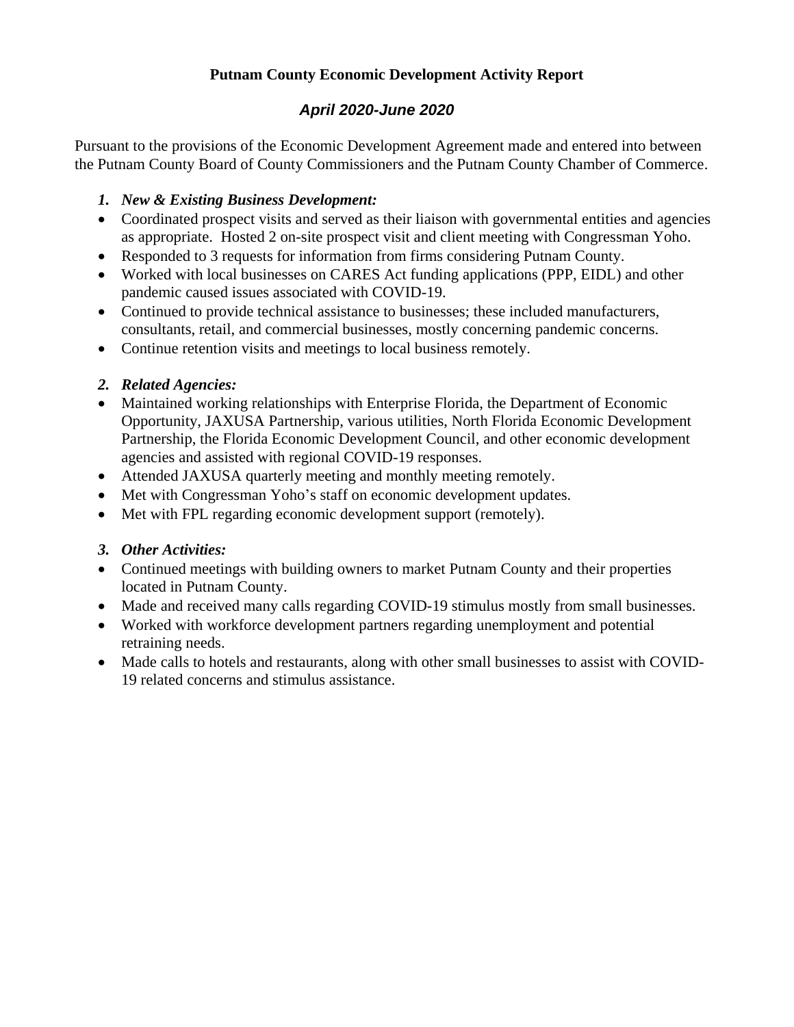**Putnam County Economic Development Activity Report**

***April 2020-June 2020***

Pursuant to the provisions of the Economic Development Agreement made and entered into between the Putnam County Board of County Commissioners and the Putnam County Chamber of Commerce.

1. ***New & Existing Business Development:***

- Coordinated prospect visits and served as their liaison with governmental entities and agencies as appropriate. Hosted 2 on-site prospect visit and client meeting with Congressman Yoho.
- Responded to 3 requests for information from firms considering Putnam County.
- Worked with local businesses on CARES Act funding applications (PPP, EIDL) and other pandemic caused issues associated with COVID-19.
- Continued to provide technical assistance to businesses; these included manufacturers, consultants, retail, and commercial businesses, mostly concerning pandemic concerns.
- Continue retention visits and meetings to local business remotely.

2. ***Related Agencies:***

- Maintained working relationships with Enterprise Florida, the Department of Economic Opportunity, JAXUSA Partnership, various utilities, North Florida Economic Development Partnership, the Florida Economic Development Council, and other economic development agencies and assisted with regional COVID-19 responses.
- Attended JAXUSA quarterly meeting and monthly meeting remotely.
- Met with Congressman Yoho's staff on economic development updates.
- Met with FPL regarding economic development support (remotely).

3. ***Other Activities:***

- Continued meetings with building owners to market Putnam County and their properties located in Putnam County.
- Made and received many calls regarding COVID-19 stimulus mostly from small businesses.
- Worked with workforce development partners regarding unemployment and potential retraining needs.
- Made calls to hotels and restaurants, along with other small businesses to assist with COVID-19 related concerns and stimulus assistance.